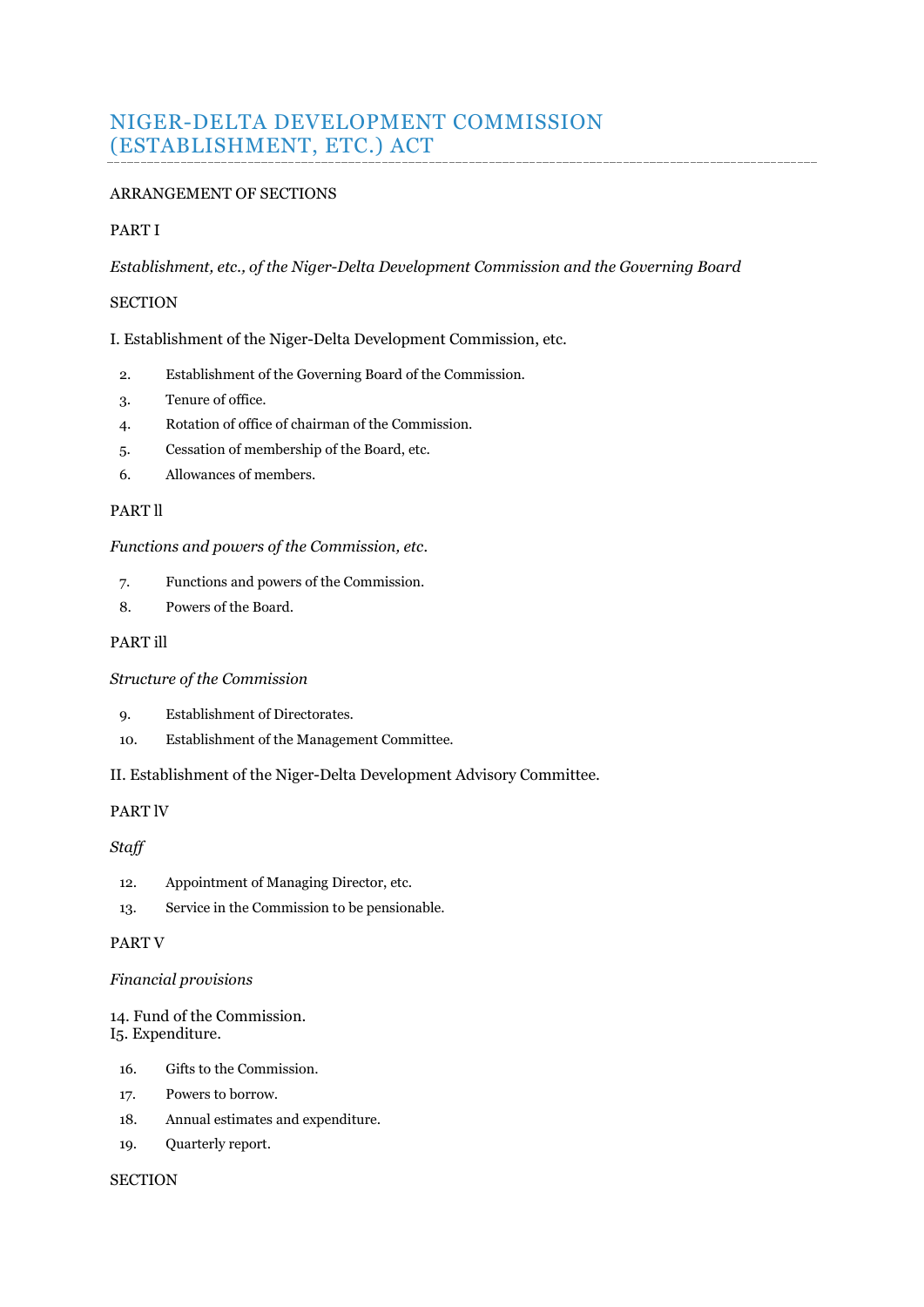# NIGER-DELTA DEVELOPMENT COMMISSION (ESTABLISHMENT, ETC.) ACT

ARRANGEMENT OF SECTIONS

PART I

*Establishment, etc., of the Niger-Delta Development Commission and the Governing Board*

SECTION

I. Establishment of the Niger-Delta Development Commission, etc.

2. Establishment of the Governing Board of the Commission.
3. Tenure of office.
4. Rotation of office of chairman of the Commission.
5. Cessation of membership of the Board, etc.
6. Allowances of members.

PART ll

*Functions and powers of the Commission, etc.*

7. Functions and powers of the Commission.
8. Powers of the Board.

PART ill

*Structure of the Commission*

9. Establishment of Directorates.
10. Establishment of the Management Committee.

II. Establishment of the Niger-Delta Development Advisory Committee.

PART lV

*Staff*

12. Appointment of Managing Director, etc.
13. Service in the Commission to be pensionable.

PART V

*Financial provisions*

14. Fund of the Commission.
I5. Expenditure.

16. Gifts to the Commission.
17. Powers to borrow.
18. Annual estimates and expenditure.
19. Quarterly report.

SECTION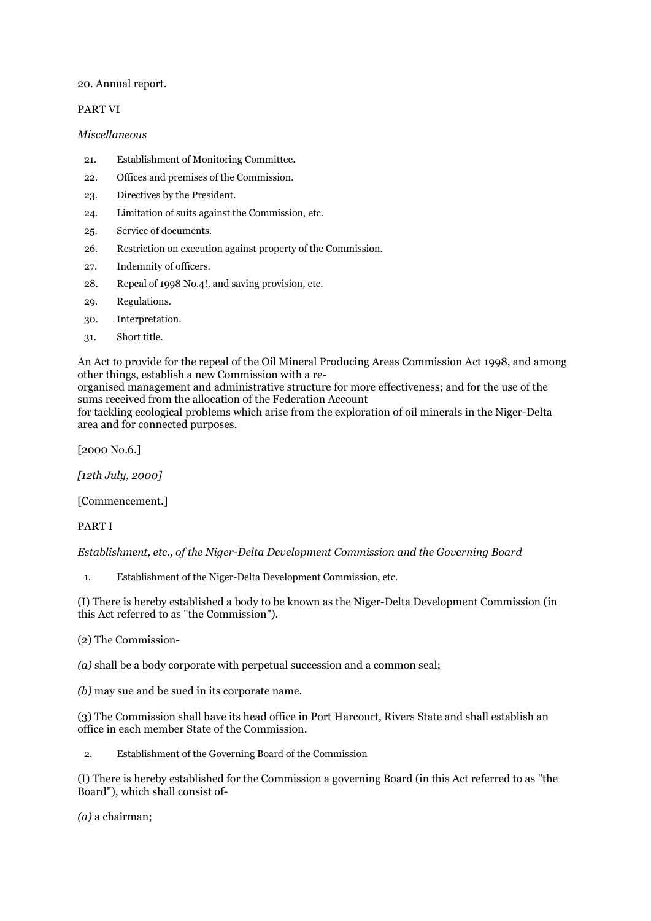20. Annual report.

PART VI

*Miscellaneous*

21. Establishment of Monitoring Committee.
22. Offices and premises of the Commission.
23. Directives by the President.
24. Limitation of suits against the Commission, etc.
25. Service of documents.
26. Restriction on execution against property of the Commission.
27. Indemnity of officers.
28. Repeal of 1998 No.4!, and saving provision, etc.
29. Regulations.
30. Interpretation.
31. Short title.

An Act to provide for the repeal of the Oil Mineral Producing Areas Commission Act 1998, and among other things, establish a new Commission with a re-organised management and administrative structure for more effectiveness; and for the use of the sums received from the allocation of the Federation Account for tackling ecological problems which arise from the exploration of oil minerals in the Niger-Delta area and for connected purposes.

[2000 No.6.]

*[12th July, 2000]*

[Commencement.]

PART I

*Establishment, etc., of the Niger-Delta Development Commission and the Governing Board*

1. Establishment of the Niger-Delta Development Commission, etc.

(I) There is hereby established a body to be known as the Niger-Delta Development Commission (in this Act referred to as "the Commission").

(2) The Commission-

*(a)* shall be a body corporate with perpetual succession and a common seal;

*(b)* may sue and be sued in its corporate name.

(3) The Commission shall have its head office in Port Harcourt, Rivers State and shall establish an office in each member State of the Commission.

2. Establishment of the Governing Board of the Commission

(I) There is hereby established for the Commission a governing Board (in this Act referred to as "the Board"), which shall consist of-

*(a)* a chairman;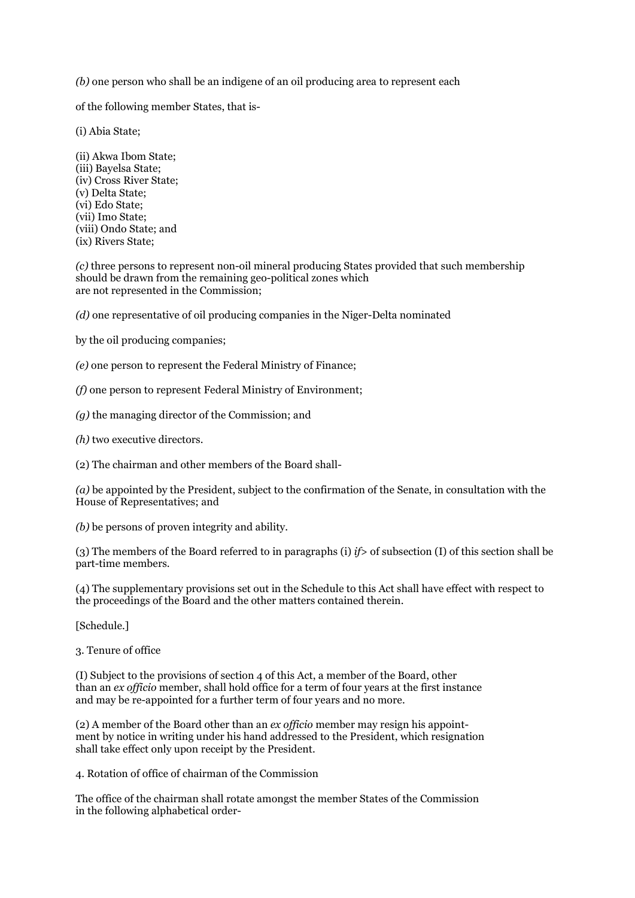*(b)* one person who shall be an indigene of an oil producing area to represent each

of the following member States, that is-

(i) Abia State;

(ii) Akwa Ibom State;
(iii) Bayelsa State;
(iv) Cross River State;
(v) Delta State;
(vi) Edo State;
(vii) Imo State;
(viii) Ondo State; and
(ix) Rivers State;

*(c)* three persons to represent non-oil mineral producing States provided that such membership should be drawn from the remaining geo-political zones which are not represented in the Commission;

*(d)* one representative of oil producing companies in the Niger-Delta nominated

by the oil producing companies;

*(e)* one person to represent the Federal Ministry of Finance;

*(f)* one person to represent Federal Ministry of Environment;

*(g)* the managing director of the Commission; and

*(h)* two executive directors.

(2) The chairman and other members of the Board shall-

*(a)* be appointed by the President, subject to the confirmation of the Senate, in consultation with the House of Representatives; and

*(b)* be persons of proven integrity and ability.

(3) The members of the Board referred to in paragraphs (i) *if>* of subsection (I) of this section shall be part-time members.

(4) The supplementary provisions set out in the Schedule to this Act shall have effect with respect to the proceedings of the Board and the other matters contained therein.

[Schedule.]

3. Tenure of office

(I) Subject to the provisions of section 4 of this Act, a member of the Board, other than an *ex officio* member, shall hold office for a term of four years at the first instance and may be re-appointed for a further term of four years and no more.

(2) A member of the Board other than an *ex officio* member may resign his appointment by notice in writing under his hand addressed to the President, which resignation shall take effect only upon receipt by the President.

4. Rotation of office of chairman of the Commission

The office of the chairman shall rotate amongst the member States of the Commission in the following alphabetical order-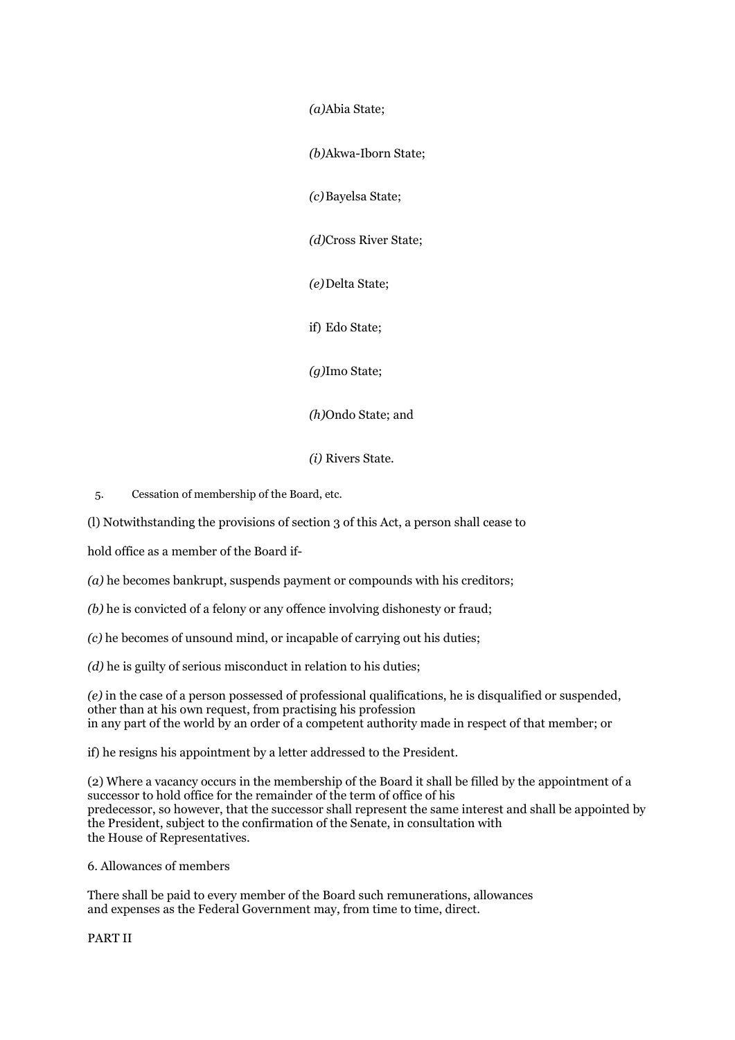*(a)*Abia State;

*(b)*Akwa-Iborn State;

*(c)* Bayelsa State;

*(d)*Cross River State;

*(e)* Delta State;

if) Edo State;

*(g)*Imo State;

*(h)*Ondo State; and

*(i)* Rivers State.

5. Cessation of membership of the Board, etc.

(l) Notwithstanding the provisions of section 3 of this Act, a person shall cease to hold office as a member of the Board if-

*(a)* he becomes bankrupt, suspends payment or compounds with his creditors;

*(b)* he is convicted of a felony or any offence involving dishonesty or fraud;

*(c)* he becomes of unsound mind, or incapable of carrying out his duties;

*(d)* he is guilty of serious misconduct in relation to his duties;

*(e)* in the case of a person possessed of professional qualifications, he is disqualified or suspended, other than at his own request, from practising his profession in any part of the world by an order of a competent authority made in respect of that member; or

if) he resigns his appointment by a letter addressed to the President.

(2) Where a vacancy occurs in the membership of the Board it shall be filled by the appointment of a successor to hold office for the remainder of the term of office of his predecessor, so however, that the successor shall represent the same interest and shall be appointed by the President, subject to the confirmation of the Senate, in consultation with the House of Representatives.

6. Allowances of members

There shall be paid to every member of the Board such remunerations, allowances and expenses as the Federal Government may, from time to time, direct.

PART II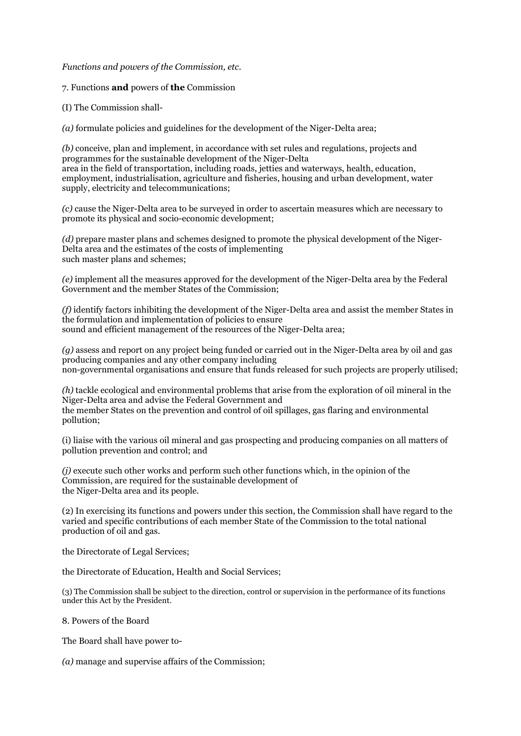*Functions and powers of the Commission, etc.*

7. Functions **and** powers of **the** Commission

(I) The Commission shall-

*(a)* formulate policies and guidelines for the development of the Niger-Delta area;

*(b)* conceive, plan and implement, in accordance with set rules and regulations, projects and programmes for the sustainable development of the Niger-Delta area in the field of transportation, including roads, jetties and waterways, health, education, employment, industrialisation, agriculture and fisheries, housing and urban development, water supply, electricity and telecommunications;

*(c)* cause the Niger-Delta area to be surveyed in order to ascertain measures which are necessary to promote its physical and socio-economic development;

*(d)* prepare master plans and schemes designed to promote the physical development of the Niger-Delta area and the estimates of the costs of implementing such master plans and schemes;

*(e)* implement all the measures approved for the development of the Niger-Delta area by the Federal Government and the member States of the Commission;

*(f)* identify factors inhibiting the development of the Niger-Delta area and assist the member States in the formulation and implementation of policies to ensure sound and efficient management of the resources of the Niger-Delta area;

*(g)* assess and report on any project being funded or carried out in the Niger-Delta area by oil and gas producing companies and any other company including non-governmental organisations and ensure that funds released for such projects are properly utilised;

*(h)* tackle ecological and environmental problems that arise from the exploration of oil mineral in the Niger-Delta area and advise the Federal Government and the member States on the prevention and control of oil spillages, gas flaring and environmental pollution;

(i) liaise with the various oil mineral and gas prospecting and producing companies on all matters of pollution prevention and control; and

*(j)* execute such other works and perform such other functions which, in the opinion of the Commission, are required for the sustainable development of the Niger-Delta area and its people.

(2) In exercising its functions and powers under this section, the Commission shall have regard to the varied and specific contributions of each member State of the Commission to the total national production of oil and gas.

the Directorate of Legal Services;

the Directorate of Education, Health and Social Services;

(3) The Commission shall be subject to the direction, control or supervision in the performance of its functions under this Act by the President.

8. Powers of the Board

The Board shall have power to-

*(a)* manage and supervise affairs of the Commission;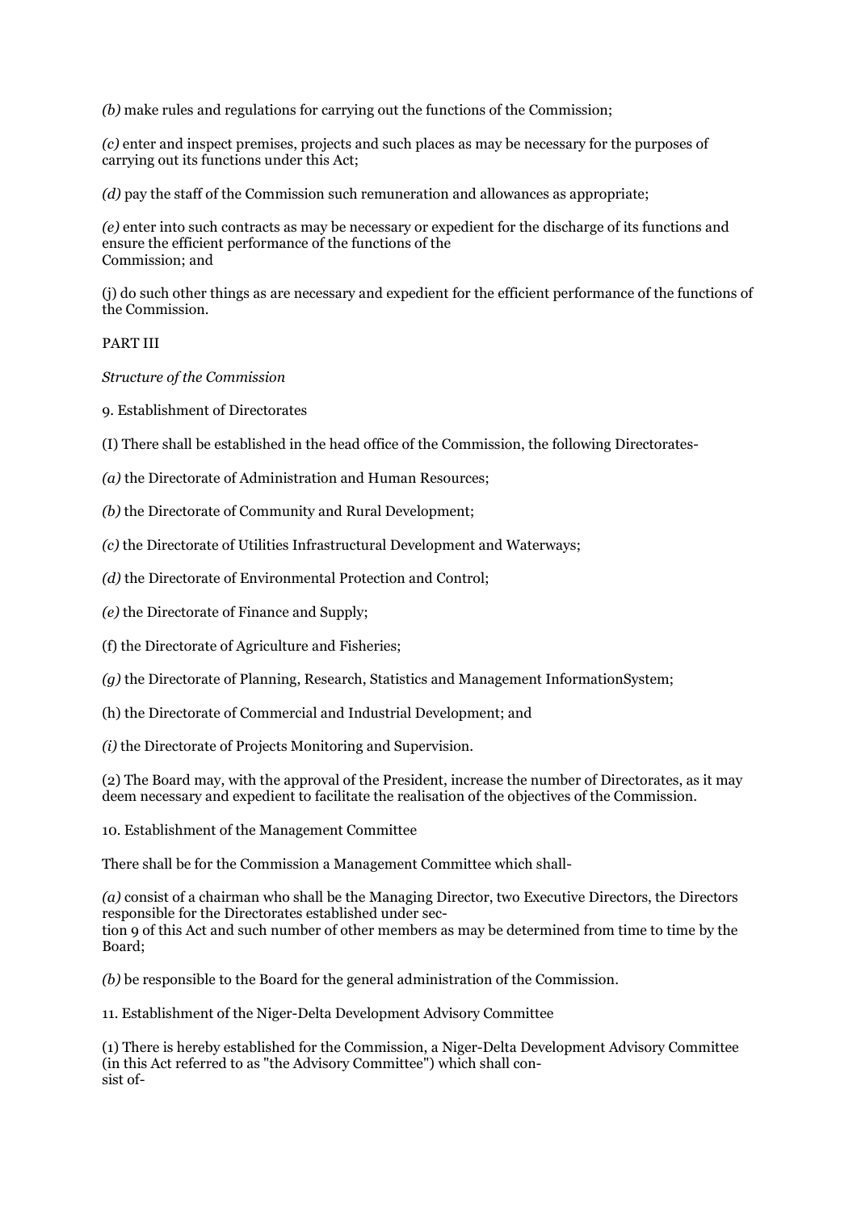*(b)* make rules and regulations for carrying out the functions of the Commission;

*(c)* enter and inspect premises, projects and such places as may be necessary for the purposes of carrying out its functions under this Act;

*(d)* pay the staff of the Commission such remuneration and allowances as appropriate;

*(e)* enter into such contracts as may be necessary or expedient for the discharge of its functions and ensure the efficient performance of the functions of the Commission; and

(j) do such other things as are necessary and expedient for the efficient performance of the functions of the Commission.

PART III

*Structure of the Commission*

9. Establishment of Directorates

(I) There shall be established in the head office of the Commission, the following Directorates-

*(a)* the Directorate of Administration and Human Resources;

*(b)* the Directorate of Community and Rural Development;

*(c)* the Directorate of Utilities Infrastructural Development and Waterways;

*(d)* the Directorate of Environmental Protection and Control;

*(e)* the Directorate of Finance and Supply;

(f) the Directorate of Agriculture and Fisheries;

*(g)* the Directorate of Planning, Research, Statistics and Management InformationSystem;

(h) the Directorate of Commercial and Industrial Development; and

*(i)* the Directorate of Projects Monitoring and Supervision.

(2) The Board may, with the approval of the President, increase the number of Directorates, as it may deem necessary and expedient to facilitate the realisation of the objectives of the Commission.

10. Establishment of the Management Committee

There shall be for the Commission a Management Committee which shall-

*(a)* consist of a chairman who shall be the Managing Director, two Executive Directors, the Directors responsible for the Directorates established under section 9 of this Act and such number of other members as may be determined from time to time by the Board;

*(b)* be responsible to the Board for the general administration of the Commission.

11. Establishment of the Niger-Delta Development Advisory Committee

(1) There is hereby established for the Commission, a Niger-Delta Development Advisory Committee (in this Act referred to as "the Advisory Committee") which shall consist of-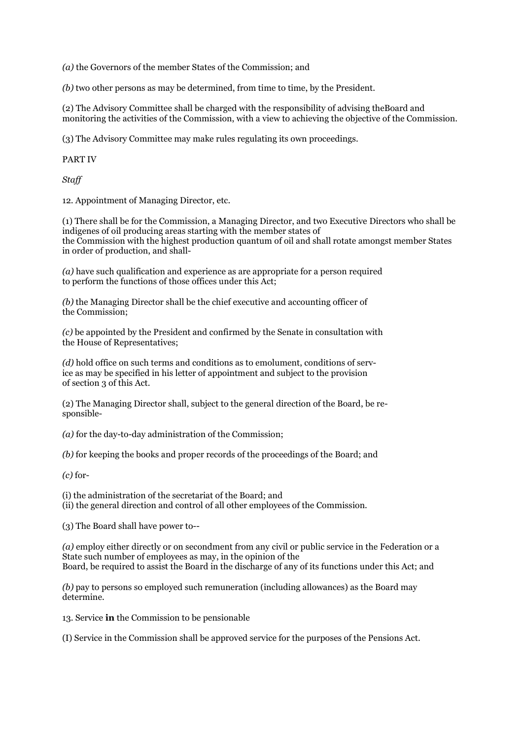*(a)* the Governors of the member States of the Commission; and

*(b)* two other persons as may be determined, from time to time, by the President.

(2) The Advisory Committee shall be charged with the responsibility of advising theBoard and monitoring the activities of the Commission, with a view to achieving the objective of the Commission.

(3) The Advisory Committee may make rules regulating its own proceedings.

PART IV

*Staff*

12. Appointment of Managing Director, etc.

(1) There shall be for the Commission, a Managing Director, and two Executive Directors who shall be indigenes of oil producing areas starting with the member states of the Commission with the highest production quantum of oil and shall rotate amongst member States in order of production, and shall-

*(a)* have such qualification and experience as are appropriate for a person required to perform the functions of those offices under this Act;

*(b)* the Managing Director shall be the chief executive and accounting officer of the Commission;

*(c)* be appointed by the President and confirmed by the Senate in consultation with the House of Representatives;

*(d)* hold office on such terms and conditions as to emolument, conditions of service as may be specified in his letter of appointment and subject to the provision of section 3 of this Act.

(2) The Managing Director shall, subject to the general direction of the Board, be responsible-

*(a)* for the day-to-day administration of the Commission;

*(b)* for keeping the books and proper records of the proceedings of the Board; and

*(c)* for-

(i) the administration of the secretariat of the Board; and
(ii) the general direction and control of all other employees of the Commission.

(3) The Board shall have power to--

*(a)* employ either directly or on secondment from any civil or public service in the Federation or a State such number of employees as may, in the opinion of the Board, be required to assist the Board in the discharge of any of its functions under this Act; and

*(b)* pay to persons so employed such remuneration (including allowances) as the Board may determine.

13. Service **in** the Commission to be pensionable

(I) Service in the Commission shall be approved service for the purposes of the Pensions Act.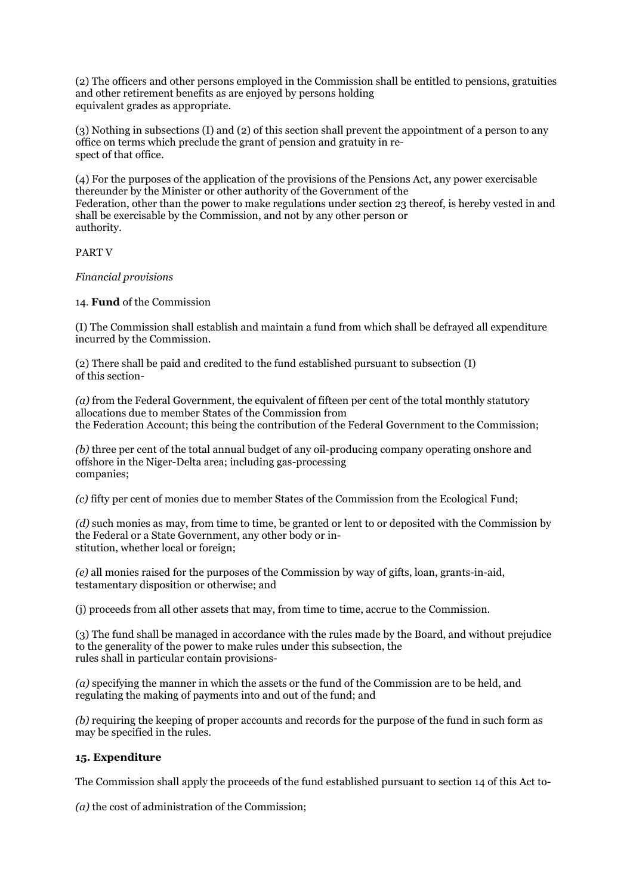(2) The officers and other persons employed in the Commission shall be entitled to pensions, gratuities and other retirement benefits as are enjoyed by persons holding equivalent grades as appropriate.

(3) Nothing in subsections (I) and (2) of this section shall prevent the appointment of a person to any office on terms which preclude the grant of pension and gratuity in respect of that office.

(4) For the purposes of the application of the provisions of the Pensions Act, any power exercisable thereunder by the Minister or other authority of the Government of the Federation, other than the power to make regulations under section 23 thereof, is hereby vested in and shall be exercisable by the Commission, and not by any other person or authority.

PART V

*Financial provisions*

14. **Fund** of the Commission

(I) The Commission shall establish and maintain a fund from which shall be defrayed all expenditure incurred by the Commission.

(2) There shall be paid and credited to the fund established pursuant to subsection (I) of this section-

*(a)* from the Federal Government, the equivalent of fifteen per cent of the total monthly statutory allocations due to member States of the Commission from the Federation Account; this being the contribution of the Federal Government to the Commission;

*(b)* three per cent of the total annual budget of any oil-producing company operating onshore and offshore in the Niger-Delta area; including gas-processing companies;

*(c)* fifty per cent of monies due to member States of the Commission from the Ecological Fund;

*(d)* such monies as may, from time to time, be granted or lent to or deposited with the Commission by the Federal or a State Government, any other body or institution, whether local or foreign;

*(e)* all monies raised for the purposes of the Commission by way of gifts, loan, grants-in-aid, testamentary disposition or otherwise; and

(j) proceeds from all other assets that may, from time to time, accrue to the Commission.

(3) The fund shall be managed in accordance with the rules made by the Board, and without prejudice to the generality of the power to make rules under this subsection, the rules shall in particular contain provisions-

*(a)* specifying the manner in which the assets or the fund of the Commission are to be held, and regulating the making of payments into and out of the fund; and

*(b)* requiring the keeping of proper accounts and records for the purpose of the fund in such form as may be specified in the rules.

**15. Expenditure**

The Commission shall apply the proceeds of the fund established pursuant to section 14 of this Act to-

*(a)* the cost of administration of the Commission;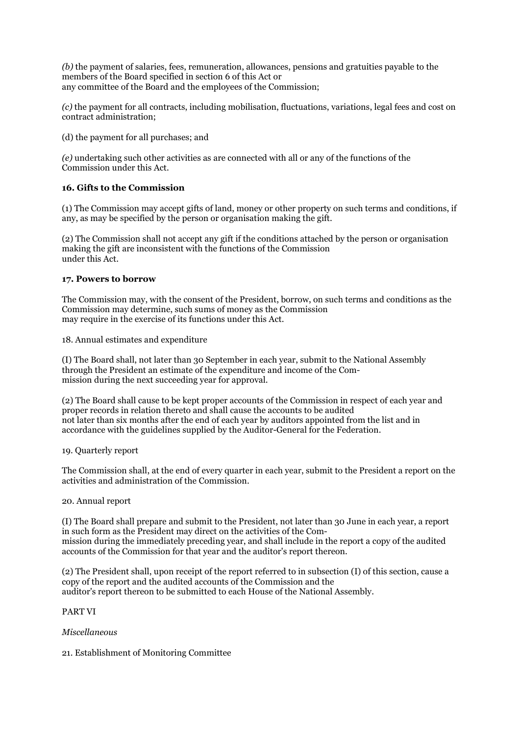*(b)* the payment of salaries, fees, remuneration, allowances, pensions and gratuities payable to the members of the Board specified in section 6 of this Act or any committee of the Board and the employees of the Commission;

*(c)* the payment for all contracts, including mobilisation, fluctuations, variations, legal fees and cost on contract administration;

(d) the payment for all purchases; and

*(e)* undertaking such other activities as are connected with all or any of the functions of the Commission under this Act.

**16. Gifts to the Commission**

(1) The Commission may accept gifts of land, money or other property on such terms and conditions, if any, as may be specified by the person or organisation making the gift.

(2) The Commission shall not accept any gift if the conditions attached by the person or organisation making the gift are inconsistent with the functions of the Commission under this Act.

**17. Powers to borrow**

The Commission may, with the consent of the President, borrow, on such terms and conditions as the Commission may determine, such sums of money as the Commission may require in the exercise of its functions under this Act.

18. Annual estimates and expenditure

(I) The Board shall, not later than 30 September in each year, submit to the National Assembly through the President an estimate of the expenditure and income of the Commission during the next succeeding year for approval.

(2) The Board shall cause to be kept proper accounts of the Commission in respect of each year and proper records in relation thereto and shall cause the accounts to be audited not later than six months after the end of each year by auditors appointed from the list and in accordance with the guidelines supplied by the Auditor-General for the Federation.

19. Quarterly report

The Commission shall, at the end of every quarter in each year, submit to the President a report on the activities and administration of the Commission.

20. Annual report

(I) The Board shall prepare and submit to the President, not later than 30 June in each year, a report in such form as the President may direct on the activities of the Commission during the immediately preceding year, and shall include in the report a copy of the audited accounts of the Commission for that year and the auditor's report thereon.

(2) The President shall, upon receipt of the report referred to in subsection (I) of this section, cause a copy of the report and the audited accounts of the Commission and the auditor's report thereon to be submitted to each House of the National Assembly.

PART VI

*Miscellaneous*

21. Establishment of Monitoring Committee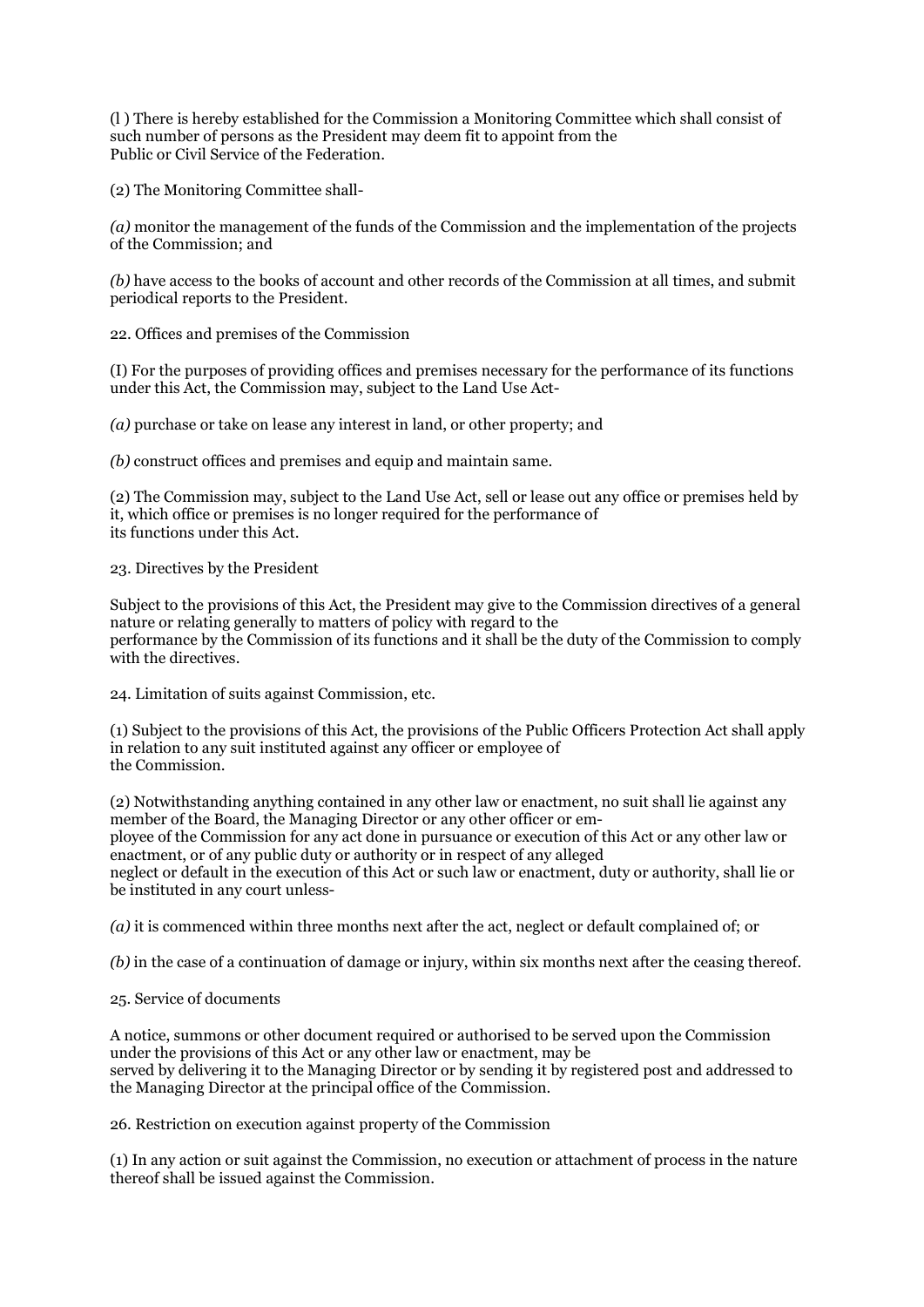(l ) There is hereby established for the Commission a Monitoring Committee which shall consist of such number of persons as the President may deem fit to appoint from the Public or Civil Service of the Federation.

(2) The Monitoring Committee shall-

*(a)* monitor the management of the funds of the Commission and the implementation of the projects of the Commission; and

*(b)* have access to the books of account and other records of the Commission at all times, and submit periodical reports to the President.

22. Offices and premises of the Commission

(I) For the purposes of providing offices and premises necessary for the performance of its functions under this Act, the Commission may, subject to the Land Use Act-

*(a)* purchase or take on lease any interest in land, or other property; and

*(b)* construct offices and premises and equip and maintain same.

(2) The Commission may, subject to the Land Use Act, sell or lease out any office or premises held by it, which office or premises is no longer required for the performance of its functions under this Act.

23. Directives by the President

Subject to the provisions of this Act, the President may give to the Commission directives of a general nature or relating generally to matters of policy with regard to the performance by the Commission of its functions and it shall be the duty of the Commission to comply with the directives.

24. Limitation of suits against Commission, etc.

(1) Subject to the provisions of this Act, the provisions of the Public Officers Protection Act shall apply in relation to any suit instituted against any officer or employee of the Commission.

(2) Notwithstanding anything contained in any other law or enactment, no suit shall lie against any member of the Board, the Managing Director or any other officer or employee of the Commission for any act done in pursuance or execution of this Act or any other law or enactment, or of any public duty or authority or in respect of any alleged neglect or default in the execution of this Act or such law or enactment, duty or authority, shall lie or be instituted in any court unless-

*(a)* it is commenced within three months next after the act, neglect or default complained of; or

*(b)* in the case of a continuation of damage or injury, within six months next after the ceasing thereof.

25. Service of documents

A notice, summons or other document required or authorised to be served upon the Commission under the provisions of this Act or any other law or enactment, may be served by delivering it to the Managing Director or by sending it by registered post and addressed to the Managing Director at the principal office of the Commission.

26. Restriction on execution against property of the Commission

(1) In any action or suit against the Commission, no execution or attachment of process in the nature thereof shall be issued against the Commission.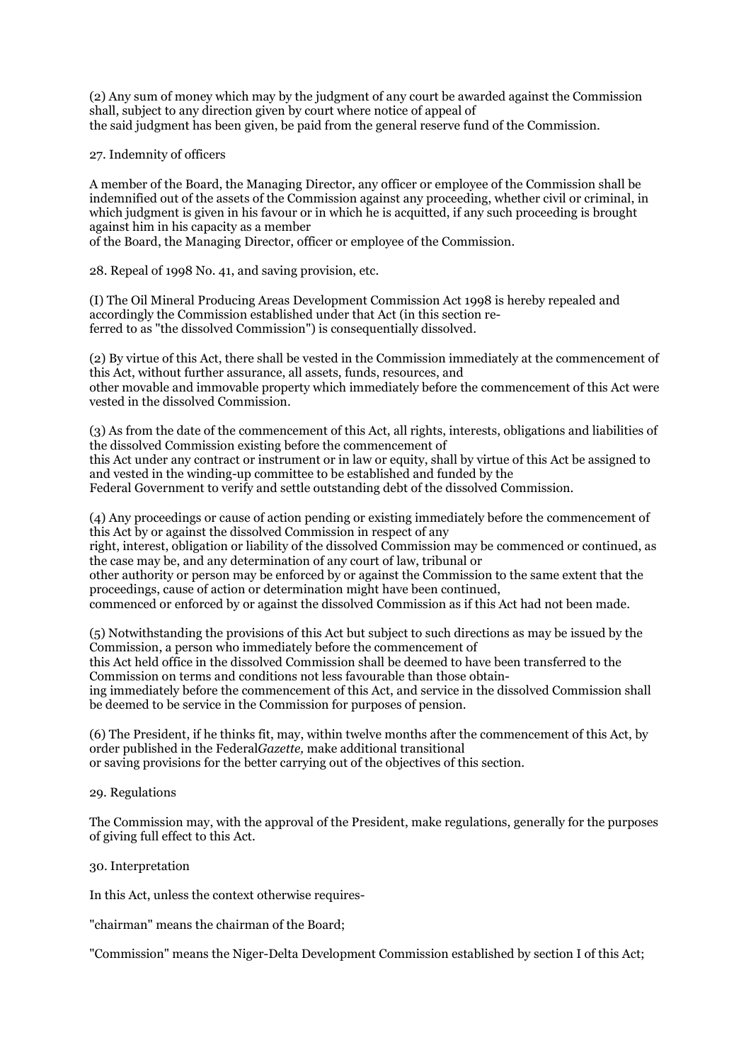(2) Any sum of money which may by the judgment of any court be awarded against the Commission shall, subject to any direction given by court where notice of appeal of the said judgment has been given, be paid from the general reserve fund of the Commission.

27. Indemnity of officers

A member of the Board, the Managing Director, any officer or employee of the Commission shall be indemnified out of the assets of the Commission against any proceeding, whether civil or criminal, in which judgment is given in his favour or in which he is acquitted, if any such proceeding is brought against him in his capacity as a member of the Board, the Managing Director, officer or employee of the Commission.

28. Repeal of 1998 No. 41, and saving provision, etc.

(I) The Oil Mineral Producing Areas Development Commission Act 1998 is hereby repealed and accordingly the Commission established under that Act (in this section referred to as "the dissolved Commission") is consequentially dissolved.

(2) By virtue of this Act, there shall be vested in the Commission immediately at the commencement of this Act, without further assurance, all assets, funds, resources, and other movable and immovable property which immediately before the commencement of this Act were vested in the dissolved Commission.

(3) As from the date of the commencement of this Act, all rights, interests, obligations and liabilities of the dissolved Commission existing before the commencement of this Act under any contract or instrument or in law or equity, shall by virtue of this Act be assigned to and vested in the winding-up committee to be established and funded by the Federal Government to verify and settle outstanding debt of the dissolved Commission.

(4) Any proceedings or cause of action pending or existing immediately before the commencement of this Act by or against the dissolved Commission in respect of any right, interest, obligation or liability of the dissolved Commission may be commenced or continued, as the case may be, and any determination of any court of law, tribunal or other authority or person may be enforced by or against the Commission to the same extent that the proceedings, cause of action or determination might have been continued, commenced or enforced by or against the dissolved Commission as if this Act had not been made.

(5) Notwithstanding the provisions of this Act but subject to such directions as may be issued by the Commission, a person who immediately before the commencement of this Act held office in the dissolved Commission shall be deemed to have been transferred to the Commission on terms and conditions not less favourable than those obtaining immediately before the commencement of this Act, and service in the dissolved Commission shall be deemed to be service in the Commission for purposes of pension.

(6) The President, if he thinks fit, may, within twelve months after the commencement of this Act, by order published in the Federal *Gazette,* make additional transitional or saving provisions for the better carrying out of the objectives of this section.

29. Regulations

The Commission may, with the approval of the President, make regulations, generally for the purposes of giving full effect to this Act.

30. Interpretation

In this Act, unless the context otherwise requires-

"chairman" means the chairman of the Board;

"Commission" means the Niger-Delta Development Commission established by section I of this Act;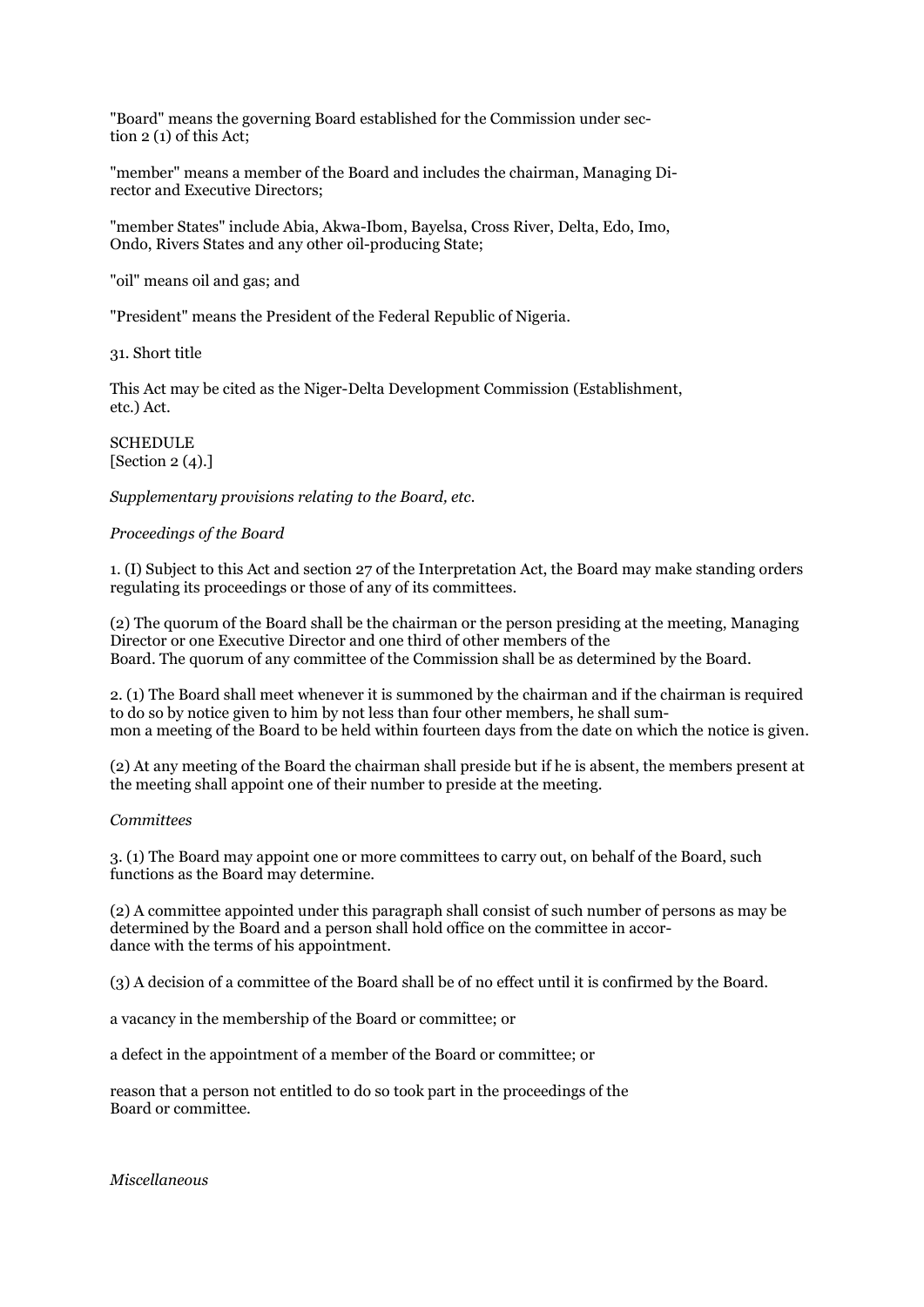"Board" means the governing Board established for the Commission under section 2 (1) of this Act;

"member" means a member of the Board and includes the chairman, Managing Director and Executive Directors;

"member States" include Abia, Akwa-Ibom, Bayelsa, Cross River, Delta, Edo, Imo, Ondo, Rivers States and any other oil-producing State;

"oil" means oil and gas; and

"President" means the President of the Federal Republic of Nigeria.

31. Short title

This Act may be cited as the Niger-Delta Development Commission (Establishment, etc.) Act.

SCHEDULE
[Section 2 (4).]

*Supplementary provisions relating to the Board, etc.*

*Proceedings of the Board*

1. (I) Subject to this Act and section 27 of the Interpretation Act, the Board may make standing orders regulating its proceedings or those of any of its committees.

(2) The quorum of the Board shall be the chairman or the person presiding at the meeting, Managing Director or one Executive Director and one third of other members of the Board. The quorum of any committee of the Commission shall be as determined by the Board.

2. (1) The Board shall meet whenever it is summoned by the chairman and if the chairman is required to do so by notice given to him by not less than four other members, he shall summon a meeting of the Board to be held within fourteen days from the date on which the notice is given.

(2) At any meeting of the Board the chairman shall preside but if he is absent, the members present at the meeting shall appoint one of their number to preside at the meeting.

*Committees*

3. (1) The Board may appoint one or more committees to carry out, on behalf of the Board, such functions as the Board may determine.

(2) A committee appointed under this paragraph shall consist of such number of persons as may be determined by the Board and a person shall hold office on the committee in accordance with the terms of his appointment.

(3) A decision of a committee of the Board shall be of no effect until it is confirmed by the Board.

a vacancy in the membership of the Board or committee; or

a defect in the appointment of a member of the Board or committee; or

reason that a person not entitled to do so took part in the proceedings of the Board or committee.

*Miscellaneous*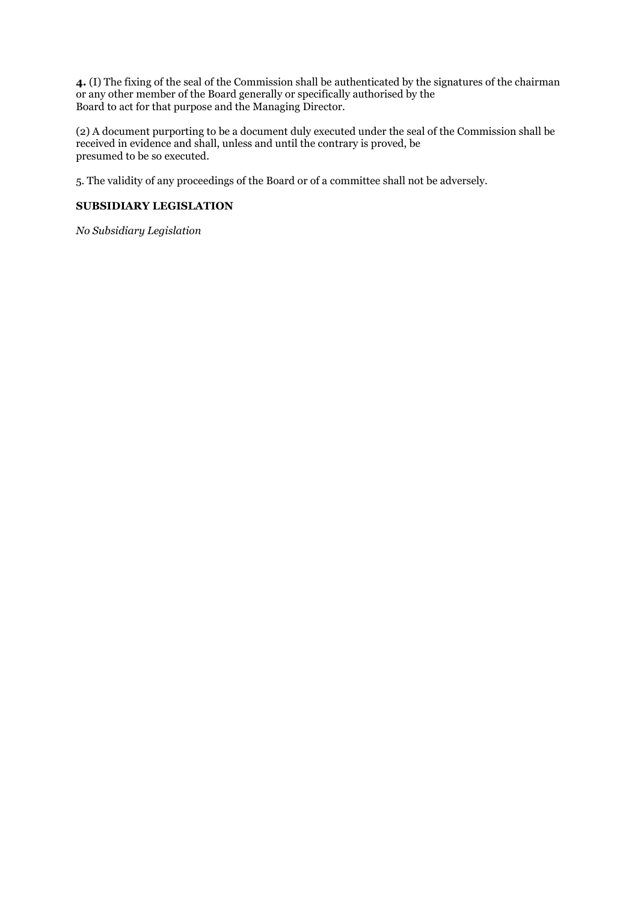**4.** (I) The fixing of the seal of the Commission shall be authenticated by the signatures of the chairman or any other member of the Board generally or specifically authorised by the Board to act for that purpose and the Managing Director.

(2) A document purporting to be a document duly executed under the seal of the Commission shall be received in evidence and shall, unless and until the contrary is proved, be presumed to be so executed.

5. The validity of any proceedings of the Board or of a committee shall not be adversely.

**SUBSIDIARY LEGISLATION**

*No Subsidiary Legislation*